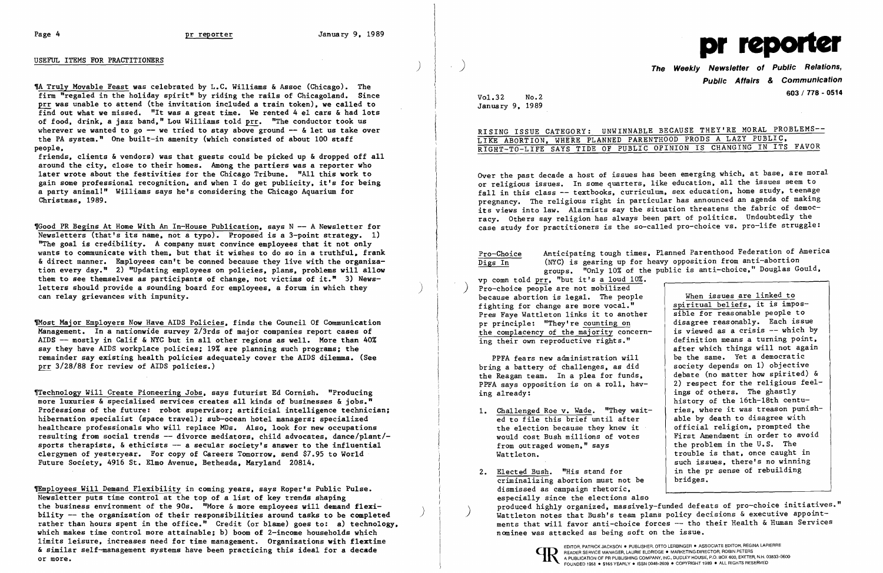## USEFUL ITEMS FOR PRACTITIONERS

¶A Truly Movable Feast was celebrated by L.C. Williams & Assoc (Chicago). The firm "regaled in the holiday spirit" by riding the rails of Chicagoland. Since prr was unable to attend (the invitation included a train token), we called to find out what we missed. "It was a great time. We rented 4 el cars & had lots of food, drink, a jazz band," Lou Williams told prr. "The conductor took us wherever we wanted to go -- we tried to stay above ground -- & let us take over the PA system." One built-in amenity (which consisted of about 100 staff people, friends, clients & vendors) was that guests could be picked up & dropped off all around the city, close to their homes. Among the partiers was a reporter who later wrote about the festivities for the Chicago Tribune. "All this work to gain some professional recognition, and when I do get publicity, it's for being a party animal!" Williams says he's considering the Chicago Aquarium for Christmas, 1989.

¶Good PR Begins At Home With An In-House Publication, says N -- A Newsletter for Newsletters (that's its name, not a typo). Proposed is a 3-point strategy. 1) "The goal is credibility. A company must convince employees that it not only wants to communicate with them, but that it wishes to do so in a truthful, frank & direct manner. Employees can't be conned because they live with the organization every day." 2) "Updating employees on policies, plans, problems will allow them to see themselves as participants of change, not victims of it." 3) Newsletters should provide a sounding board for employees, a forum in which they can relay grievances with impunity.

¶Most Major Employers Now Have AIDS Policies, finds the Council Of Communication Management. In a nationwide survey 2/3rds of major companies report cases of AIDS -- mostly in Calif & NYC but in all other regions as well. More than 40% say they have AIDS workplace policies; 19% are planning such programs; the remainder say existing health policies adequately cover the AIDS dilemma. (See prr 3/28/88 for review of AIDS policies.)

¶Technology Will Create Pioneering Jobs, says futurist Ed Cornish. "Producing more luxuries & specialized services creates all kinds of businesses & jobs." Professions of the future: robot supervisor; artificial intelligence technician; hibernation specialist (space travel); sub-ocean hotel managers; specialized healthcare professionals who will replace MDs. Also, look for new occupations resulting from social trends -- divorce mediators, child advocates, dance/plant/sports therapists, & ethicists -- a secular society's answer to the influential clergymen of yesteryear. For copy of Careers Tomorrow, send $7.95 to World Future Society, 4916 St. Elmo Avenue, Bethesda, Maryland 20814.

¶Employees Will Demand Flexibility in coming years, says Roper's Public Pulse. Newsletter puts time control at the top of a list of key trends shaping the business environment of the 90s. "More & more employees will demand flexibility -- the organization of their responsibilities around tasks to be completed rather than hours spent in the office." Credit (or blame) goes to: a) technology, which makes time control more attainable; b) boom of 2-income households which limits leisure, increases need for time management. Organizations with flextime & similar self-management systems have been practicing this ideal for a decade or more.

# pr reporter

**The Weekly Newsletter of Public Relations, Public Affairs & Communication**

603 / 778 - 0514

Vol.32 No.2
January 9, 1989

## RISING ISSUE CATEGORY: UNWINNABLE BECAUSE THEY'RE MORAL PROBLEMS-- LIKE ABORTION, WHERE PLANNED PARENTHOOD PRODS A LAZY PUBLIC, RIGHT-TO-LIFE SAYS TIDE OF PUBLIC OPINION IS CHANGING IN ITS FAVOR

Over the past decade a host of issues has been emerging which, at base, are moral or religious issues. In some quarters, like education, all the issues seem to fall in this class -- textbooks, curriculum, sex education, home study, teenage pregnancy. The religious right in particular has announced an agenda of making its views into law. Alarmists say the situation threatens the fabric of democracy. Others say religion has always been part of politics. Undoubtedly the case study for practitioners is the so-called pro-choice vs. pro-life struggle:

Pro-Choice Digs In — Anticipating tough times, Planned Parenthood Federation of America (NYC) is gearing up for heavy opposition from anti-abortion groups. "Only 10% of the public is anti-choice," Douglas Gould, vp comn told prr, "but it's a loud 10%. Pro-choice people are not mobilized because abortion is legal. The people fighting for change are more vocal." Pres Faye Wattleton links it to another pr principle: "They're counting on the complacency of the majority concerning their own reproductive rights."

> When issues are linked to spiritual beliefs, it is impossible for reasonable people to disagree reasonably. Each issue is viewed as a crisis -- which by definition means a turning point, after which things will not again be the same. Yet a democratic society depends on 1) objective debate (no matter how spirited) & 2) respect for the religious feelings of others. The ghastly history of the 16th-18th centuries, where it was treason punishable by death to disagree with official religion, prompted the First Amendment in order to avoid the problem in the U.S. The trouble is that, once caught in such issues, there's no winning in the pr sense of rebuilding bridges.

PPFA fears new administration will bring a battery of challenges, as did the Reagan team. In a plea for funds, PPFA says opposition is on a roll, having already:

1. Challenged Roe v. Wade. "They waited to file this brief until after the election because they knew it would cost Bush millions of votes from outraged women," says Wattleton.

2. Elected Bush. "His stand for criminalizing abortion must not be dismissed as campaign rhetoric, especially since the elections also produced highly organized, massively-funded defeats of pro-choice initiatives." Wattleton notes that Bush's team plans policy decisions & executive appointments that will favor anti-choice forces -- tho their Health & Human Services nominee was attacked as being soft on the issue.

EDITOR, PATRICK JACKSON • PUBLISHER, OTTO LERBINGER • ASSOCIATE EDITOR, REGINA LAPIERRE
READER SERVICE MANAGER, LAURIE ELDRIDGE • MARKETING DIRECTOR, ROBIN PETERS
A PUBLICATION OF PR PUBLISHING COMPANY, INC., DUDLEY HOUSE, P.O. BOX 600, EXETER, N.H. 03833-0600
FOUNDED 1958 • $165 YEARLY • ISSN 0048-2609 • COPYRIGHT 1989 • ALL RIGHTS RESERVED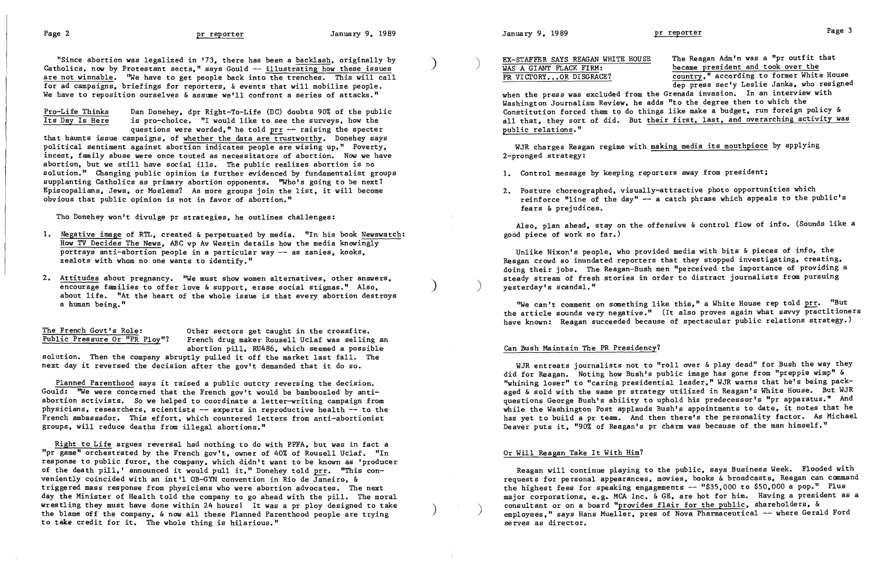"Since abortion was legalized in '73, there has been a backlash, originally by Catholics, now by Protestant sects," says Gould -- illustrating how these issues are not winnable. "We have to get people back into the trenches. This will call for ad campaigns, briefings for reporters, & events that will mobilize people. We have to reposition ourselves & assume we'll confront a series of attacks."

**Pro-Life Thinks Its Day Is Here**

Dan Donehey, dpr Right-To-Life (DC) doubts 90% of the public is pro-choice. "I would like to see the surveys, how the questions were worded," he told prr -- raising the specter that haunts issue campaigns, of whether the data are trustworthy. Donehey says political sentiment against abortion indicates people are wising up." Poverty, incest, family abuse were once touted as necessitators of abortion. Now we have abortion, but we still have social ills. The public realizes abortion is no solution." Changing public opinion is further evidenced by fundamentalist groups supplanting Catholics as primary abortion opponents. "Who's going to be next? Episcopalians, Jews, or Moslems? As more groups join the list, it will become obvious that public opinion is not in favor of abortion."

Tho Donehey won't divulge pr strategies, he outlines challenges:

1. Negative image of RTL, created & perpetuated by media. "In his book Newswatch: How TV Decides The News, ABC vp Av Westin details how the media knowingly portrays anti-abortion people in a particular way -- as zanies, kooks, zealots with whom no one wants to identify."

2. Attitudes about pregnancy. "We must show women alternatives, other answers, encourage families to offer love & support, erase social stigmas." Also, about life. "At the heart of the whole issue is that every abortion destroys a human being."

**The French Govt's Role: Public Pressure Or "PR Ploy"?**

Other sectors get caught in the crossfire. French drug maker Rousell Uclaf was selling an abortion pill, RU486, which seemed a possible solution. Then the company abruptly pulled it off the market last fall. The next day it reversed the decision after the gov't demanded that it do so.

Planned Parenthood says it raised a public outcry reversing the decision. Gould: "We were concerned that the French gov't would be bamboozled by anti-abortion activists. So we helped to coordinate a letter-writing campaign from physicians, researchers, scientists -- experts in reproductive health -- to the French ambassador. This effort, which countered letters from anti-abortionist groups, will reduce deaths from illegal abortions."

Right to Life argues reversal had nothing to do with PPFA, but was in fact a "pr game" orchestrated by the French gov't, owner of 40% of Rousell Uclaf. "In response to public furor, the company, which didn't want to be known as 'producer of the death pill,' announced it would pull it," Donehey told prr. "This conveniently coincided with an int'l OB-GYN convention in Rio de Janeiro, & triggered mass response from physicians who were abortion advocates. The next day the Minister of Health told the company to go ahead with the pill. The moral wrestling they must have done within 24 hours! It was a pr ploy designed to take the blame off the company, & now all these Planned Parenthood people are trying to take credit for it. The whole thing is hilarious."

**EX-STAFFER SAYS REAGAN WHITE HOUSE WAS A GIANT FLACK FIRM: PR VICTORY...OR DISGRACE?**

The Reagan Adm'n was a "pr outfit that became president and took over the country," according to former White House dep press sec'y Leslie Janka, who resigned when the press was excluded from the Grenada invasion. In an interview with Washington Journalism Review, he adds "to the degree then to which the Constitution forced them to do things like make a budget, run foreign policy & all that, they sort of did. But their first, last, and overarching activity was public relations."

WJR charges Reagan regime with making media its mouthpiece by applying 2-pronged strategy:

1. Control message by keeping reporters away from president;

2. Posture choreographed, visually-attractive photo opportunities which reinforce "line of the day" -- a catch phrase which appeals to the public's fears & prejudices.

Also, plan ahead, stay on the offensive & control flow of info. (Sounds like a good piece of work so far.)

Unlike Nixon's people, who provided media with bits & pieces of info, the Reagan crowd so inundated reporters that they stopped investigating, creating, doing their jobs. The Reagan-Bush men "perceived the importance of providing a steady stream of fresh stories in order to distract journalists from pursuing yesterday's scandal."

"We can't comment on something like this," a White House rep told prr. "But the article sounds very negative." (It also proves again what savvy practitioners have known: Reagan succeeded because of spectacular public relations strategy.)

**Can Bush Maintain The PR Presidency?**

WJR entreats journalists not to "roll over & play dead" for Bush the way they did for Reagan. Noting how Bush's public image has gone from "preppie wimp" & "whining loser" to "caring presidential leader," WJR warns that he's being packaged & sold with the same pr strategy utilized in Reagan's White House. But WJR questions George Bush's ability to uphold his predecessor's "pr apparatus." And while the Washington Post applauds Bush's appointments to date, it notes that he has yet to build a pr team. And then there's the personality factor. As Michael Deaver puts it, "90% of Reagan's pr charm was because of the man himself."

**Or Will Reagan Take It With Him?**

Reagan will continue playing to the public, says Business Week. Flooded with requests for personal appearances, movies, books & broadcasts, Reagan can command the highest fees for speaking engagements -- "$35,000 to $50,000 a pop." Plus major corporations, e.g. MCA Inc. & GE, are hot for him. Having a president as a consultant or on a board "provides flair for the public, shareholders, & employees," says Hans Mueller, pres of Nova Pharmaceutical -- where Gerald Ford serves as director.